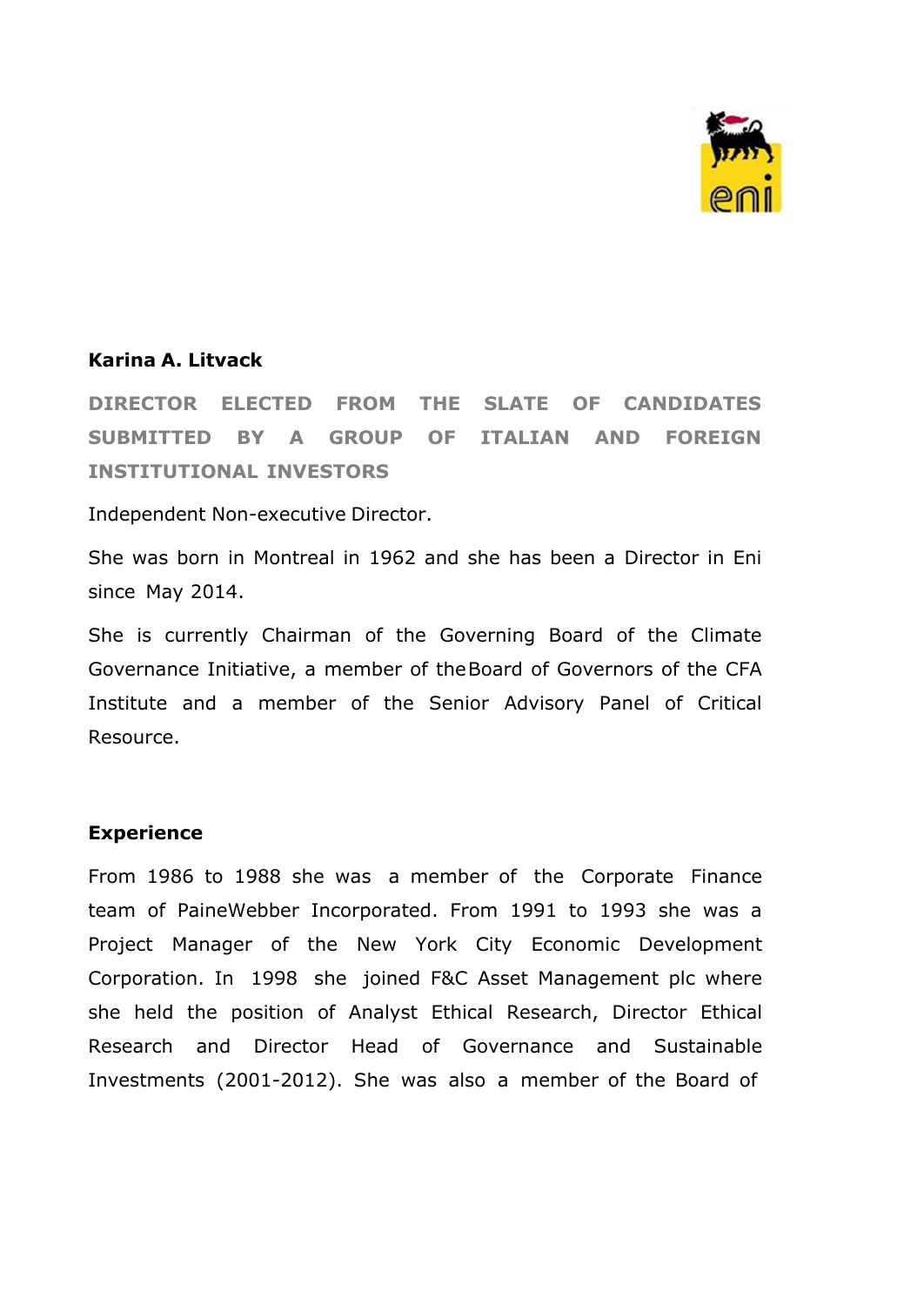## Karina A. Litvack

**DIRECTOR ELECTED FROM THE SLATE OF CANDIDATES SUBMITTED BY A GROUP OF ITALIAN AND FOREIGN INSTITUTIONAL INVESTORS**

Independent Non-executive Director.

She was born in Montreal in 1962 and she has been a Director in Eni since May 2014.

She is currently Chairman of the Governing Board of the Climate Governance Initiative, a member of the Board of Governors of the CFA Institute and a member of the Senior Advisory Panel of Critical Resource.

### Experience

From 1986 to 1988 she was a member of the Corporate Finance team of PaineWebber Incorporated. From 1991 to 1993 she was a Project Manager of the New York City Economic Development Corporation. In 1998 she joined F&C Asset Management plc where she held the position of Analyst Ethical Research, Director Ethical Research and Director Head of Governance and Sustainable Investments (2001-2012). She was also a member of the Board of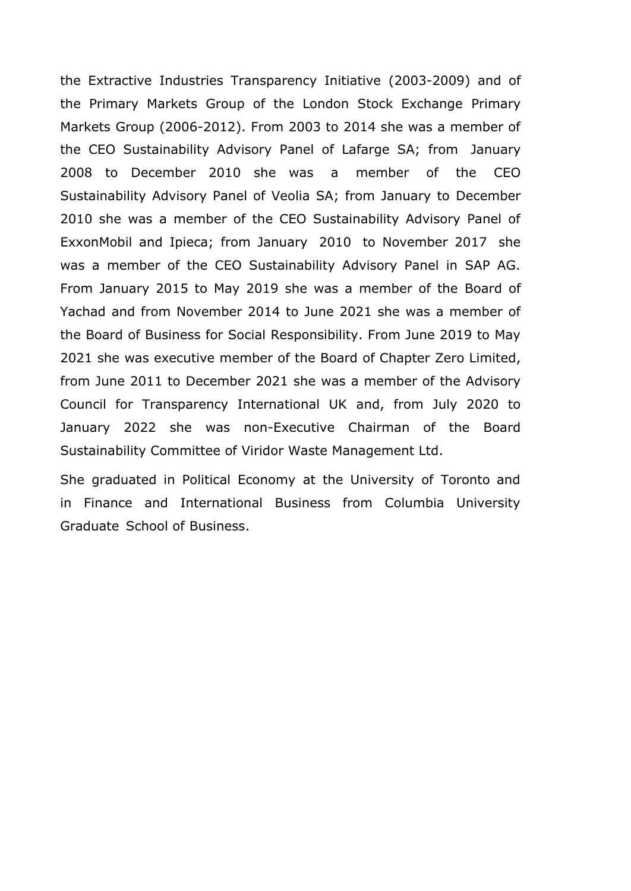the Extractive Industries Transparency Initiative (2003-2009) and of the Primary Markets Group of the London Stock Exchange Primary Markets Group (2006-2012). From 2003 to 2014 she was a member of the CEO Sustainability Advisory Panel of Lafarge SA; from January 2008 to December 2010 she was a member of the CEO Sustainability Advisory Panel of Veolia SA; from January to December 2010 she was a member of the CEO Sustainability Advisory Panel of ExxonMobil and Ipieca; from January 2010 to November 2017 she was a member of the CEO Sustainability Advisory Panel in SAP AG. From January 2015 to May 2019 she was a member of the Board of Yachad and from November 2014 to June 2021 she was a member of the Board of Business for Social Responsibility. From June 2019 to May 2021 she was executive member of the Board of Chapter Zero Limited, from June 2011 to December 2021 she was a member of the Advisory Council for Transparency International UK and, from July 2020 to January 2022 she was non-Executive Chairman of the Board Sustainability Committee of Viridor Waste Management Ltd.

She graduated in Political Economy at the University of Toronto and in Finance and International Business from Columbia University Graduate School of Business.